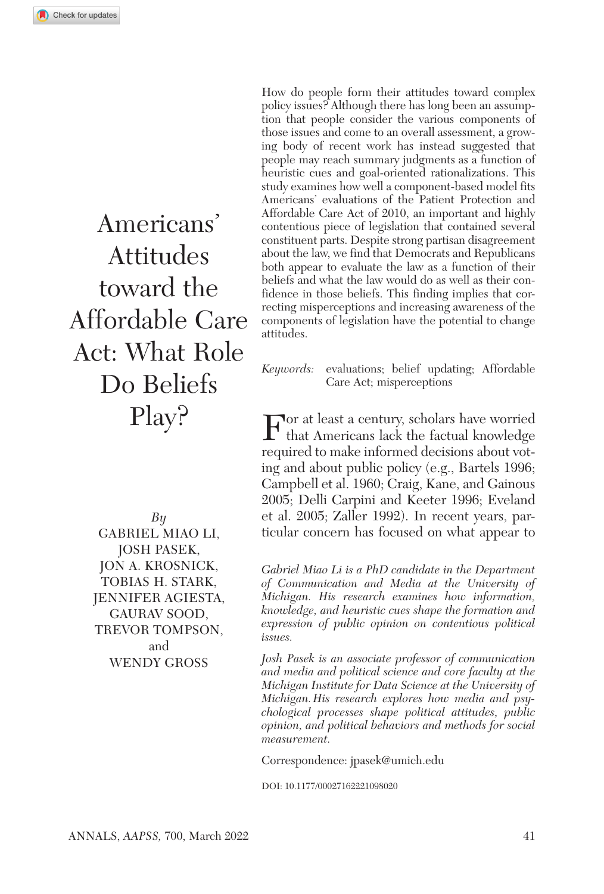# Americans' Attitudes toward the Affordable Care Act: What Role Do Beliefs Play?

*By*
GABRIEL MIAO LI,
JOSH PASEK,
JON A. KROSNICK,
TOBIAS H. STARK,
JENNIFER AGIESTA,
GAURAV SOOD,
TREVOR TOMPSON,
and
WENDY GROSS

How do people form their attitudes toward complex policy issues? Although there has long been an assumption that people consider the various components of those issues and come to an overall assessment, a growing body of recent work has instead suggested that people may reach summary judgments as a function of heuristic cues and goal-oriented rationalizations. This study examines how well a component-based model fits Americans' evaluations of the Patient Protection and Affordable Care Act of 2010, an important and highly contentious piece of legislation that contained several constituent parts. Despite strong partisan disagreement about the law, we find that Democrats and Republicans both appear to evaluate the law as a function of their beliefs and what the law would do as well as their confidence in those beliefs. This finding implies that correcting misperceptions and increasing awareness of the components of legislation have the potential to change attitudes.

*Keywords:* evaluations; belief updating; Affordable Care Act; misperceptions

For at least a century, scholars have worried that Americans lack the factual knowledge required to make informed decisions about voting and about public policy (e.g., Bartels 1996; Campbell et al. 1960; Craig, Kane, and Gainous 2005; Delli Carpini and Keeter 1996; Eveland et al. 2005; Zaller 1992). In recent years, particular concern has focused on what appear to

*Gabriel Miao Li is a PhD candidate in the Department of Communication and Media at the University of Michigan. His research examines how information, knowledge, and heuristic cues shape the formation and expression of public opinion on contentious political issues.*

*Josh Pasek is an associate professor of communication and media and political science and core faculty at the Michigan Institute for Data Science at the University of Michigan. His research explores how media and psychological processes shape political attitudes, public opinion, and political behaviors and methods for social measurement.*

Correspondence: jpasek@umich.edu

DOI: 10.1177/00027162221098020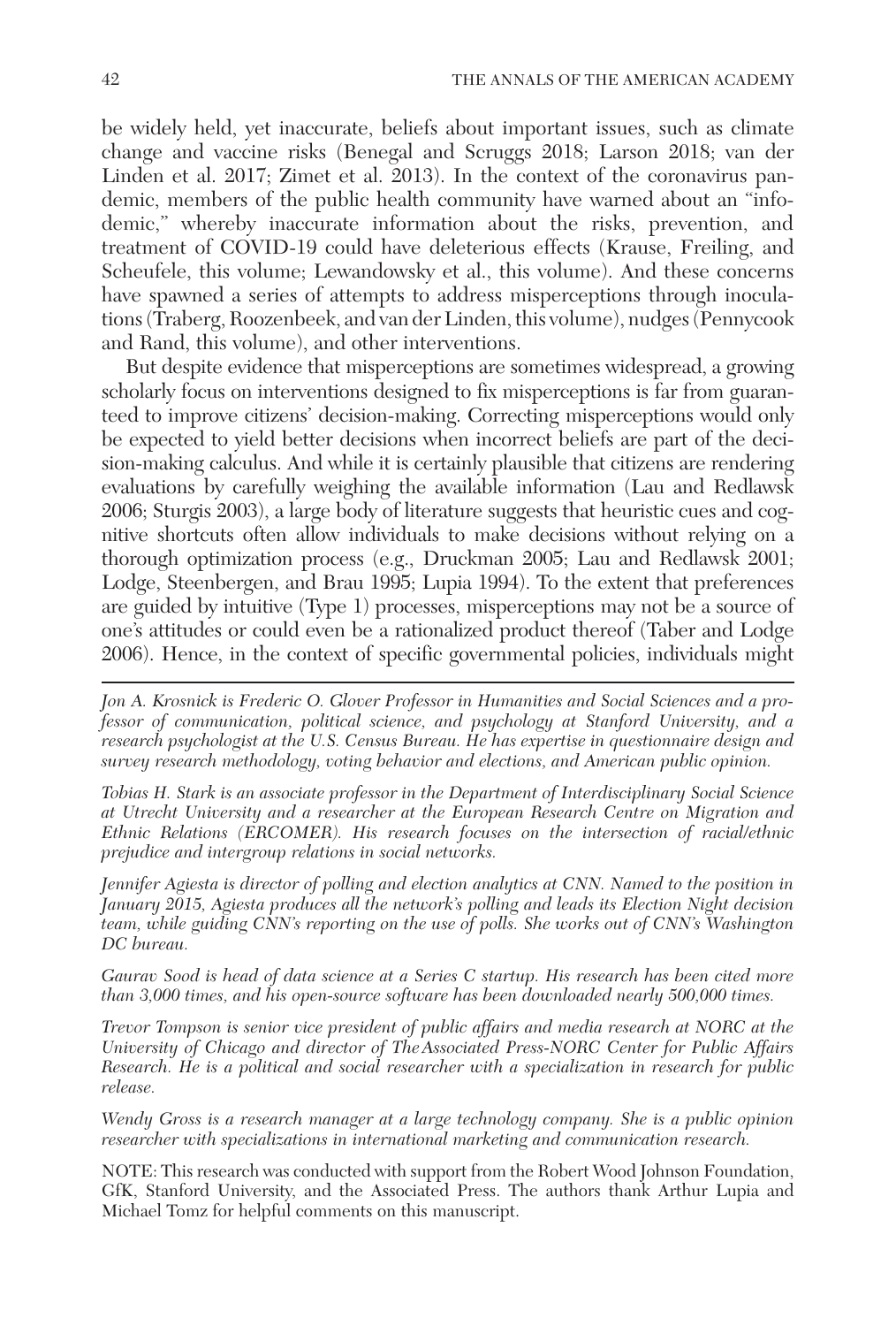be widely held, yet inaccurate, beliefs about important issues, such as climate change and vaccine risks (Benegal and Scruggs 2018; Larson 2018; van der Linden et al. 2017; Zimet et al. 2013). In the context of the coronavirus pandemic, members of the public health community have warned about an "infodemic," whereby inaccurate information about the risks, prevention, and treatment of COVID-19 could have deleterious effects (Krause, Freiling, and Scheufele, this volume; Lewandowsky et al., this volume). And these concerns have spawned a series of attempts to address misperceptions through inoculations (Traberg, Roozenbeek, and van der Linden, this volume), nudges (Pennycook and Rand, this volume), and other interventions.

But despite evidence that misperceptions are sometimes widespread, a growing scholarly focus on interventions designed to fix misperceptions is far from guaranteed to improve citizens' decision-making. Correcting misperceptions would only be expected to yield better decisions when incorrect beliefs are part of the decision-making calculus. And while it is certainly plausible that citizens are rendering evaluations by carefully weighing the available information (Lau and Redlawsk 2006; Sturgis 2003), a large body of literature suggests that heuristic cues and cognitive shortcuts often allow individuals to make decisions without relying on a thorough optimization process (e.g., Druckman 2005; Lau and Redlawsk 2001; Lodge, Steenbergen, and Brau 1995; Lupia 1994). To the extent that preferences are guided by intuitive (Type 1) processes, misperceptions may not be a source of one's attitudes or could even be a rationalized product thereof (Taber and Lodge 2006). Hence, in the context of specific governmental policies, individuals might

---

*Jon A. Krosnick is Frederic O. Glover Professor in Humanities and Social Sciences and a professor of communication, political science, and psychology at Stanford University, and a research psychologist at the U.S. Census Bureau. He has expertise in questionnaire design and survey research methodology, voting behavior and elections, and American public opinion.*

*Tobias H. Stark is an associate professor in the Department of Interdisciplinary Social Science at Utrecht University and a researcher at the European Research Centre on Migration and Ethnic Relations (ERCOMER). His research focuses on the intersection of racial/ethnic prejudice and intergroup relations in social networks.*

*Jennifer Agiesta is director of polling and election analytics at CNN. Named to the position in January 2015, Agiesta produces all the network's polling and leads its Election Night decision team, while guiding CNN's reporting on the use of polls. She works out of CNN's Washington DC bureau.*

*Gaurav Sood is head of data science at a Series C startup. His research has been cited more than 3,000 times, and his open-source software has been downloaded nearly 500,000 times.*

*Trevor Tompson is senior vice president of public affairs and media research at NORC at the University of Chicago and director of The Associated Press-NORC Center for Public Affairs Research. He is a political and social researcher with a specialization in research for public release.*

*Wendy Gross is a research manager at a large technology company. She is a public opinion researcher with specializations in international marketing and communication research.*

NOTE: This research was conducted with support from the Robert Wood Johnson Foundation, GfK, Stanford University, and the Associated Press. The authors thank Arthur Lupia and Michael Tomz for helpful comments on this manuscript.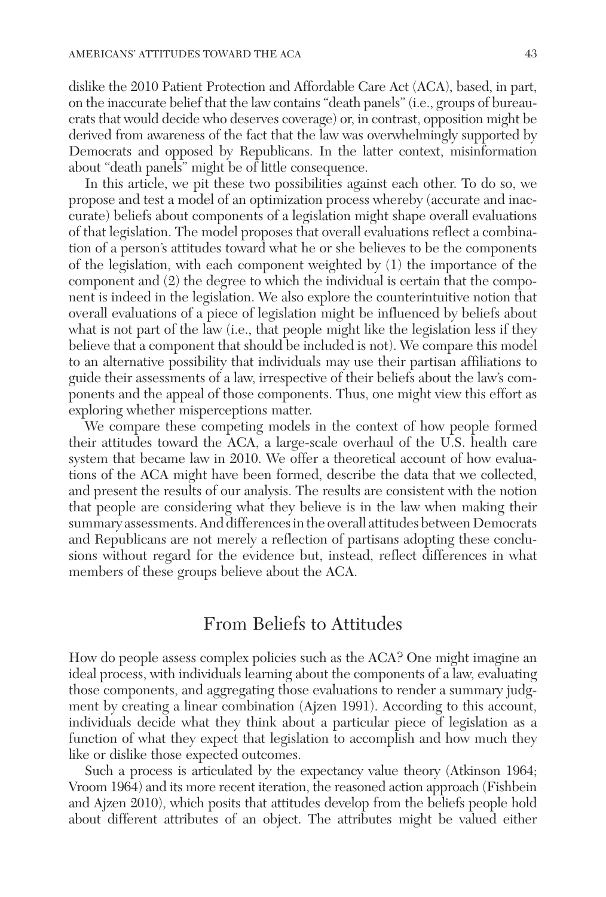dislike the 2010 Patient Protection and Affordable Care Act (ACA), based, in part, on the inaccurate belief that the law contains "death panels" (i.e., groups of bureaucrats that would decide who deserves coverage) or, in contrast, opposition might be derived from awareness of the fact that the law was overwhelmingly supported by Democrats and opposed by Republicans. In the latter context, misinformation about "death panels" might be of little consequence.

In this article, we pit these two possibilities against each other. To do so, we propose and test a model of an optimization process whereby (accurate and inaccurate) beliefs about components of a legislation might shape overall evaluations of that legislation. The model proposes that overall evaluations reflect a combination of a person's attitudes toward what he or she believes to be the components of the legislation, with each component weighted by (1) the importance of the component and (2) the degree to which the individual is certain that the component is indeed in the legislation. We also explore the counterintuitive notion that overall evaluations of a piece of legislation might be influenced by beliefs about what is not part of the law (i.e., that people might like the legislation less if they believe that a component that should be included is not). We compare this model to an alternative possibility that individuals may use their partisan affiliations to guide their assessments of a law, irrespective of their beliefs about the law's components and the appeal of those components. Thus, one might view this effort as exploring whether misperceptions matter.

We compare these competing models in the context of how people formed their attitudes toward the ACA, a large-scale overhaul of the U.S. health care system that became law in 2010. We offer a theoretical account of how evaluations of the ACA might have been formed, describe the data that we collected, and present the results of our analysis. The results are consistent with the notion that people are considering what they believe is in the law when making their summary assessments. And differences in the overall attitudes between Democrats and Republicans are not merely a reflection of partisans adopting these conclusions without regard for the evidence but, instead, reflect differences in what members of these groups believe about the ACA.

## From Beliefs to Attitudes

How do people assess complex policies such as the ACA? One might imagine an ideal process, with individuals learning about the components of a law, evaluating those components, and aggregating those evaluations to render a summary judgment by creating a linear combination (Ajzen 1991). According to this account, individuals decide what they think about a particular piece of legislation as a function of what they expect that legislation to accomplish and how much they like or dislike those expected outcomes.

Such a process is articulated by the expectancy value theory (Atkinson 1964; Vroom 1964) and its more recent iteration, the reasoned action approach (Fishbein and Ajzen 2010), which posits that attitudes develop from the beliefs people hold about different attributes of an object. The attributes might be valued either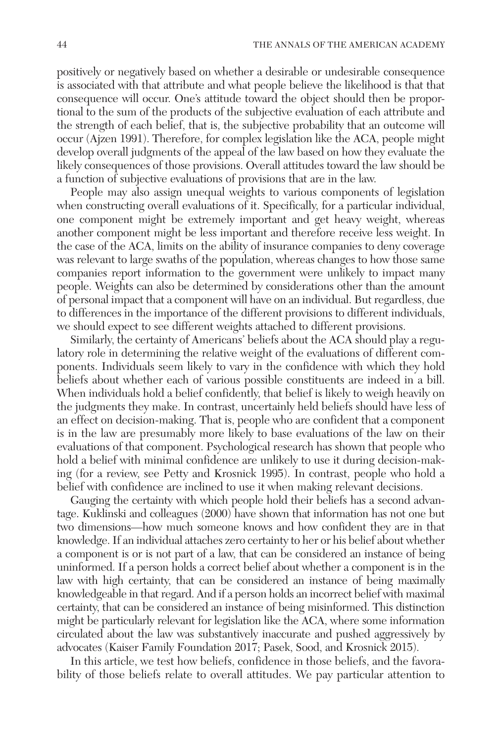positively or negatively based on whether a desirable or undesirable consequence is associated with that attribute and what people believe the likelihood is that that consequence will occur. One's attitude toward the object should then be proportional to the sum of the products of the subjective evaluation of each attribute and the strength of each belief, that is, the subjective probability that an outcome will occur (Ajzen 1991). Therefore, for complex legislation like the ACA, people might develop overall judgments of the appeal of the law based on how they evaluate the likely consequences of those provisions. Overall attitudes toward the law should be a function of subjective evaluations of provisions that are in the law.

People may also assign unequal weights to various components of legislation when constructing overall evaluations of it. Specifically, for a particular individual, one component might be extremely important and get heavy weight, whereas another component might be less important and therefore receive less weight. In the case of the ACA, limits on the ability of insurance companies to deny coverage was relevant to large swaths of the population, whereas changes to how those same companies report information to the government were unlikely to impact many people. Weights can also be determined by considerations other than the amount of personal impact that a component will have on an individual. But regardless, due to differences in the importance of the different provisions to different individuals, we should expect to see different weights attached to different provisions.

Similarly, the certainty of Americans' beliefs about the ACA should play a regulatory role in determining the relative weight of the evaluations of different components. Individuals seem likely to vary in the confidence with which they hold beliefs about whether each of various possible constituents are indeed in a bill. When individuals hold a belief confidently, that belief is likely to weigh heavily on the judgments they make. In contrast, uncertainly held beliefs should have less of an effect on decision-making. That is, people who are confident that a component is in the law are presumably more likely to base evaluations of the law on their evaluations of that component. Psychological research has shown that people who hold a belief with minimal confidence are unlikely to use it during decision-making (for a review, see Petty and Krosnick 1995). In contrast, people who hold a belief with confidence are inclined to use it when making relevant decisions.

Gauging the certainty with which people hold their beliefs has a second advantage. Kuklinski and colleagues (2000) have shown that information has not one but two dimensions—how much someone knows and how confident they are in that knowledge. If an individual attaches zero certainty to her or his belief about whether a component is or is not part of a law, that can be considered an instance of being uninformed. If a person holds a correct belief about whether a component is in the law with high certainty, that can be considered an instance of being maximally knowledgeable in that regard. And if a person holds an incorrect belief with maximal certainty, that can be considered an instance of being misinformed. This distinction might be particularly relevant for legislation like the ACA, where some information circulated about the law was substantively inaccurate and pushed aggressively by advocates (Kaiser Family Foundation 2017; Pasek, Sood, and Krosnick 2015).

In this article, we test how beliefs, confidence in those beliefs, and the favorability of those beliefs relate to overall attitudes. We pay particular attention to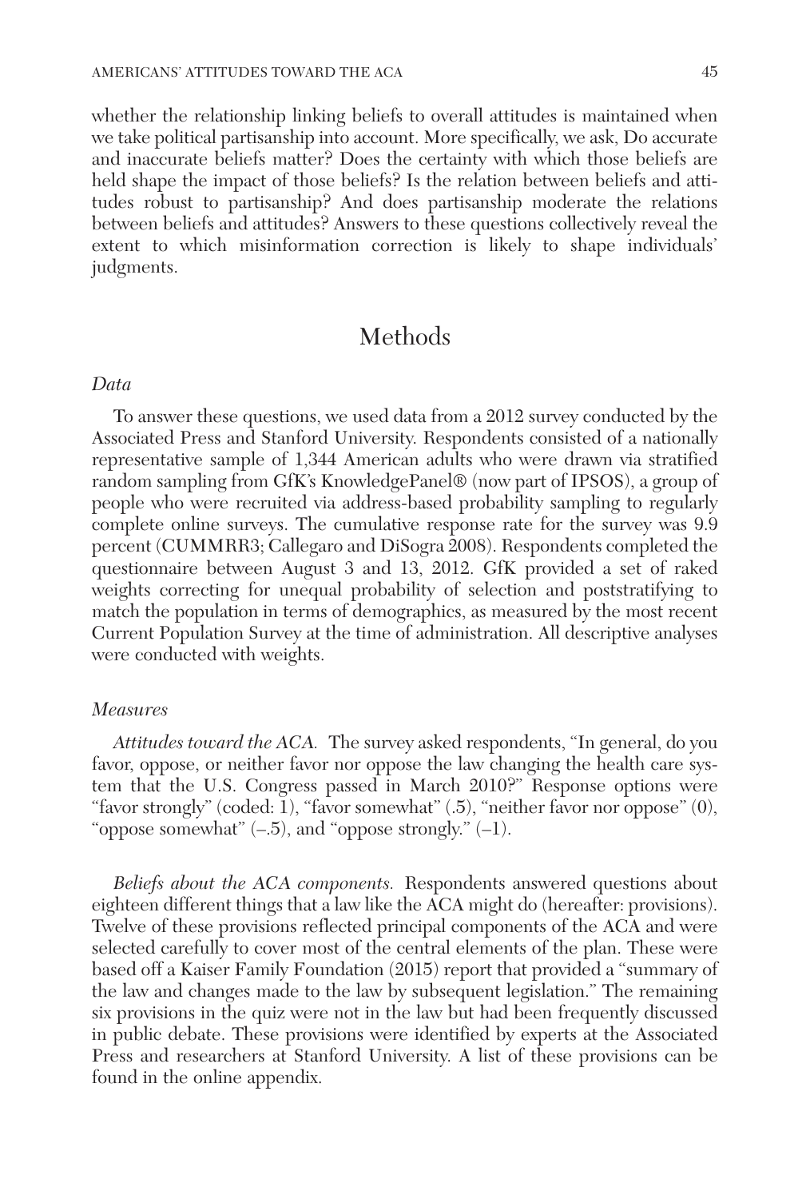whether the relationship linking beliefs to overall attitudes is maintained when we take political partisanship into account. More specifically, we ask, Do accurate and inaccurate beliefs matter? Does the certainty with which those beliefs are held shape the impact of those beliefs? Is the relation between beliefs and attitudes robust to partisanship? And does partisanship moderate the relations between beliefs and attitudes? Answers to these questions collectively reveal the extent to which misinformation correction is likely to shape individuals' judgments.

# Methods

### *Data*

To answer these questions, we used data from a 2012 survey conducted by the Associated Press and Stanford University. Respondents consisted of a nationally representative sample of 1,344 American adults who were drawn via stratified random sampling from GfK's KnowledgePanel® (now part of IPSOS), a group of people who were recruited via address-based probability sampling to regularly complete online surveys. The cumulative response rate for the survey was 9.9 percent (CUMMRR3; Callegaro and DiSogra 2008). Respondents completed the questionnaire between August 3 and 13, 2012. GfK provided a set of raked weights correcting for unequal probability of selection and poststratifying to match the population in terms of demographics, as measured by the most recent Current Population Survey at the time of administration. All descriptive analyses were conducted with weights.

### *Measures*

*Attitudes toward the ACA.* The survey asked respondents, "In general, do you favor, oppose, or neither favor nor oppose the law changing the health care system that the U.S. Congress passed in March 2010?" Response options were "favor strongly" (coded: 1), "favor somewhat" (.5), "neither favor nor oppose" (0), "oppose somewhat" (–.5), and "oppose strongly." (–1).

*Beliefs about the ACA components.* Respondents answered questions about eighteen different things that a law like the ACA might do (hereafter: provisions). Twelve of these provisions reflected principal components of the ACA and were selected carefully to cover most of the central elements of the plan. These were based off a Kaiser Family Foundation (2015) report that provided a "summary of the law and changes made to the law by subsequent legislation." The remaining six provisions in the quiz were not in the law but had been frequently discussed in public debate. These provisions were identified by experts at the Associated Press and researchers at Stanford University. A list of these provisions can be found in the online appendix.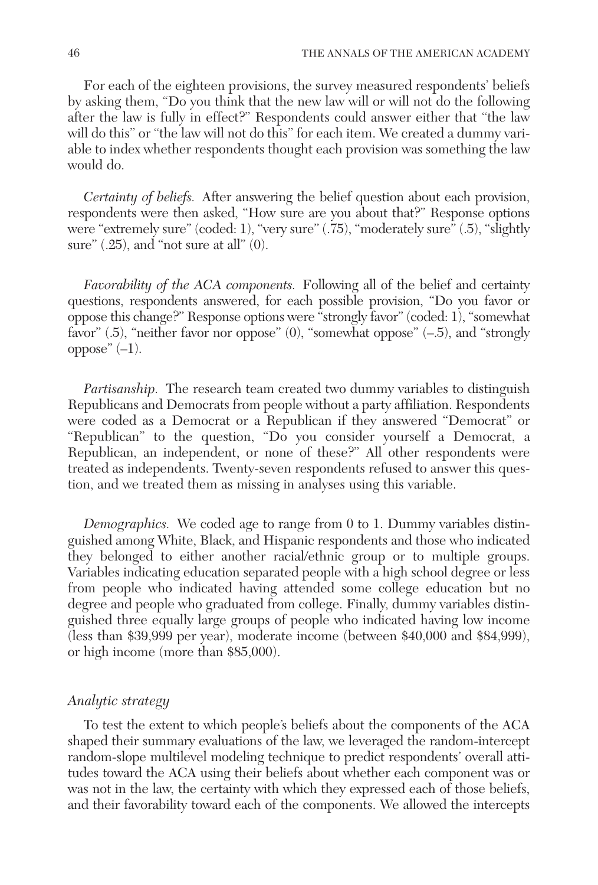For each of the eighteen provisions, the survey measured respondents' beliefs by asking them, "Do you think that the new law will or will not do the following after the law is fully in effect?" Respondents could answer either that "the law will do this" or "the law will not do this" for each item. We created a dummy variable to index whether respondents thought each provision was something the law would do.

*Certainty of beliefs.* After answering the belief question about each provision, respondents were then asked, "How sure are you about that?" Response options were "extremely sure" (coded: 1), "very sure" (.75), "moderately sure" (.5), "slightly sure" (.25), and "not sure at all" (0).

*Favorability of the ACA components.* Following all of the belief and certainty questions, respondents answered, for each possible provision, "Do you favor or oppose this change?" Response options were "strongly favor" (coded: 1), "somewhat favor" (.5), "neither favor nor oppose" (0), "somewhat oppose" (–.5), and "strongly oppose" (–1).

*Partisanship.* The research team created two dummy variables to distinguish Republicans and Democrats from people without a party affiliation. Respondents were coded as a Democrat or a Republican if they answered "Democrat" or "Republican" to the question, "Do you consider yourself a Democrat, a Republican, an independent, or none of these?" All other respondents were treated as independents. Twenty-seven respondents refused to answer this question, and we treated them as missing in analyses using this variable.

*Demographics.* We coded age to range from 0 to 1. Dummy variables distinguished among White, Black, and Hispanic respondents and those who indicated they belonged to either another racial/ethnic group or to multiple groups. Variables indicating education separated people with a high school degree or less from people who indicated having attended some college education but no degree and people who graduated from college. Finally, dummy variables distinguished three equally large groups of people who indicated having low income (less than $39,999 per year), moderate income (between $40,000 and $84,999), or high income (more than $85,000).

### *Analytic strategy*

To test the extent to which people's beliefs about the components of the ACA shaped their summary evaluations of the law, we leveraged the random-intercept random-slope multilevel modeling technique to predict respondents' overall attitudes toward the ACA using their beliefs about whether each component was or was not in the law, the certainty with which they expressed each of those beliefs, and their favorability toward each of the components. We allowed the intercepts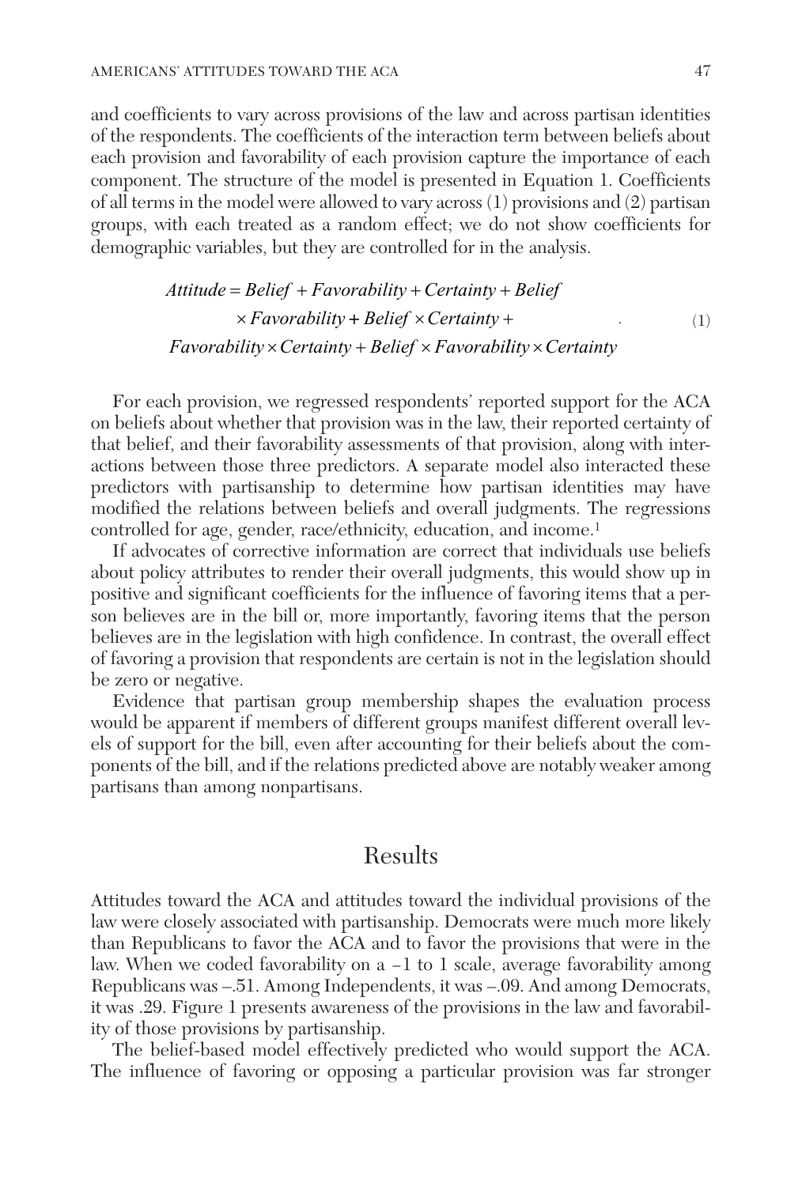and coefficients to vary across provisions of the law and across partisan identities of the respondents. The coefficients of the interaction term between beliefs about each provision and favorability of each provision capture the importance of each component. The structure of the model is presented in Equation 1. Coefficients of all terms in the model were allowed to vary across (1) provisions and (2) partisan groups, with each treated as a random effect; we do not show coefficients for demographic variables, but they are controlled for in the analysis.

$$
\begin{aligned}
Attitude = Belief + Favorability + Certainty + Belief \\
\times Favorability + Belief \times Certainty + \\
Favorability \times Certainty + Belief \times Favorability \times Certainty
\end{aligned}
\tag{1}
$$

For each provision, we regressed respondents' reported support for the ACA on beliefs about whether that provision was in the law, their reported certainty of that belief, and their favorability assessments of that provision, along with interactions between those three predictors. A separate model also interacted these predictors with partisanship to determine how partisan identities may have modified the relations between beliefs and overall judgments. The regressions controlled for age, gender, race/ethnicity, education, and income.[1]

If advocates of corrective information are correct that individuals use beliefs about policy attributes to render their overall judgments, this would show up in positive and significant coefficients for the influence of favoring items that a person believes are in the bill or, more importantly, favoring items that the person believes are in the legislation with high confidence. In contrast, the overall effect of favoring a provision that respondents are certain is not in the legislation should be zero or negative.

Evidence that partisan group membership shapes the evaluation process would be apparent if members of different groups manifest different overall levels of support for the bill, even after accounting for their beliefs about the components of the bill, and if the relations predicted above are notably weaker among partisans than among nonpartisans.

## Results

Attitudes toward the ACA and attitudes toward the individual provisions of the law were closely associated with partisanship. Democrats were much more likely than Republicans to favor the ACA and to favor the provisions that were in the law. When we coded favorability on a −1 to 1 scale, average favorability among Republicans was –.51. Among Independents, it was –.09. And among Democrats, it was .29. Figure 1 presents awareness of the provisions in the law and favorability of those provisions by partisanship.

The belief-based model effectively predicted who would support the ACA. The influence of favoring or opposing a particular provision was far stronger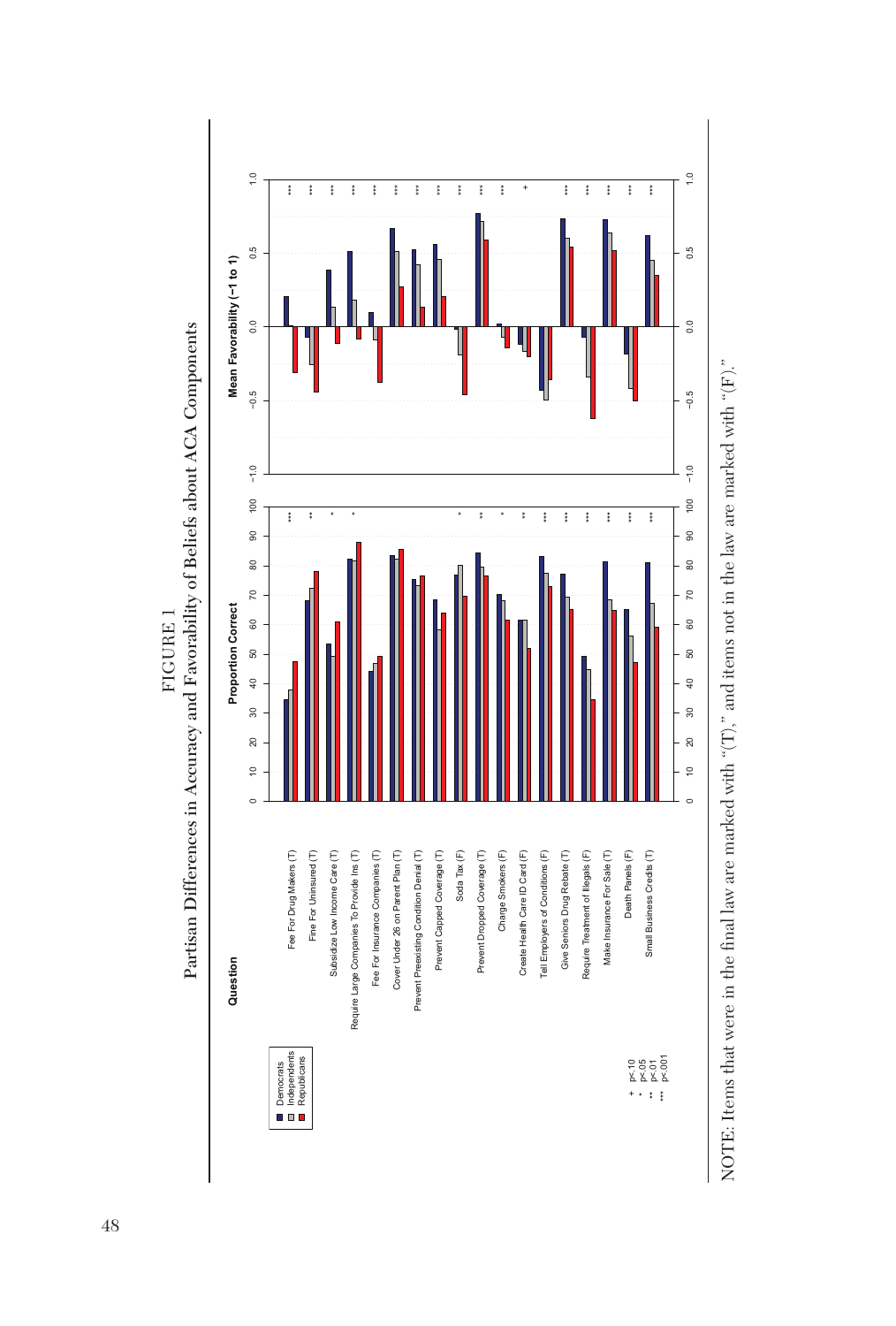FIGURE 1
Partisan Differences in Accuracy and Favorability of Beliefs about ACA Components

NOTE: Items that were in the final law are marked with "(T)," and items not in the law are marked with "(F)."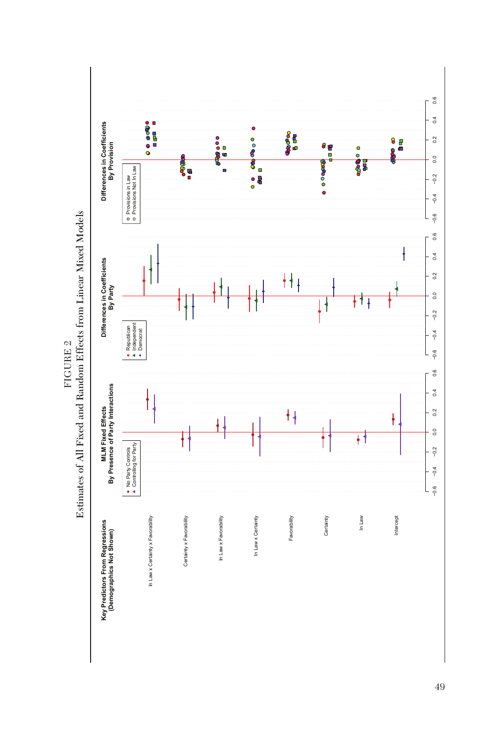FIGURE 2

Estimates of All Fixed and Random Effects from Linear Mixed Models

**Key Predictors From Regressions (Demographics Not Shown)**

- In Law x Certainty x Favorability
- Certainty x Favorability
- In Law x Favorability
- In Law x Certainty
- Favorability
- Certainty
- In Law
- Intercept

**MLM Fixed Effects By Presence of Party Interactions**

Legend: No Party Controls; Controlling for Party

**Differences in Coefficients By Party**

Legend: Republican; Independent; Democrat

**Differences in Coefficients By Provision**

Legend: Provisions in Law; Provisions Not In Law

Axis: −0.6, −0.4, −0.2, 0.0, 0.2, 0.4, 0.6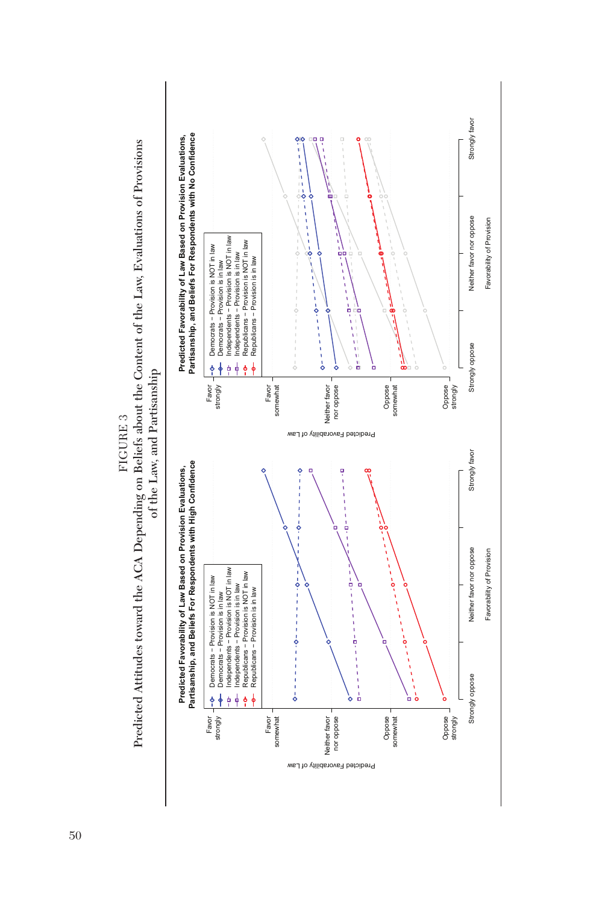FIGURE 3

Predicted Attitudes toward the ACA Depending on Beliefs about the Content of the Law, Evaluations of Provisions of the Law, and Partisanship

**Predicted Favorability of Law Based on Provision Evaluations, Partisanship, and Beliefs For Respondents with High Confidence**

Legend: Democrats – Provision is NOT in law; Democrats – Provision is in law; Independents – Provision is NOT in law; Independents – Provision is in law; Republicans – Provision is NOT in law; Republicans – Provision is in law

Y-axis: Predicted Favorability of Law (Oppose strongly, Oppose somewhat, Neither favor nor oppose, Favor somewhat, Favor strongly)

X-axis: Favorability of Provision (Strongly oppose, Neither favor nor oppose, Strongly favor)

**Predicted Favorability of Law Based on Provision Evaluations, Partisanship, and Beliefs For Respondents with No Confidence**

Legend: Democrats – Provision is NOT in law; Democrats – Provision is in law; Independents – Provision is NOT in law; Independents – Provision is in law; Republicans – Provision is NOT in law; Republicans – Provision is in law

Y-axis: Predicted Favorability of Law (Oppose strongly, Oppose somewhat, Neither favor nor oppose, Favor somewhat, Favor strongly)

X-axis: Favorability of Provision (Strongly oppose, Neither favor nor oppose, Strongly favor)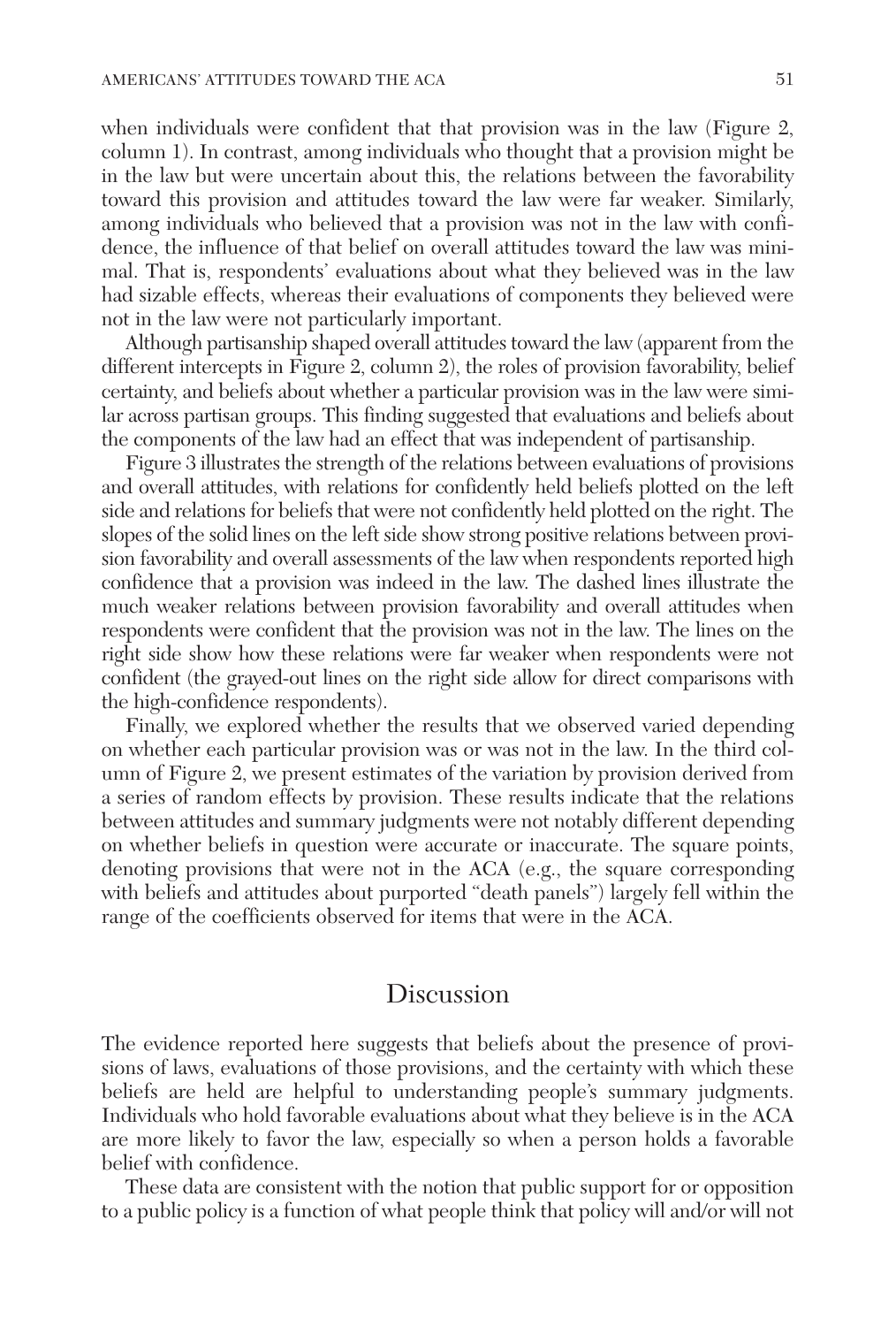when individuals were confident that that provision was in the law (Figure 2, column 1). In contrast, among individuals who thought that a provision might be in the law but were uncertain about this, the relations between the favorability toward this provision and attitudes toward the law were far weaker. Similarly, among individuals who believed that a provision was not in the law with confidence, the influence of that belief on overall attitudes toward the law was minimal. That is, respondents' evaluations about what they believed was in the law had sizable effects, whereas their evaluations of components they believed were not in the law were not particularly important.

Although partisanship shaped overall attitudes toward the law (apparent from the different intercepts in Figure 2, column 2), the roles of provision favorability, belief certainty, and beliefs about whether a particular provision was in the law were similar across partisan groups. This finding suggested that evaluations and beliefs about the components of the law had an effect that was independent of partisanship.

Figure 3 illustrates the strength of the relations between evaluations of provisions and overall attitudes, with relations for confidently held beliefs plotted on the left side and relations for beliefs that were not confidently held plotted on the right. The slopes of the solid lines on the left side show strong positive relations between provision favorability and overall assessments of the law when respondents reported high confidence that a provision was indeed in the law. The dashed lines illustrate the much weaker relations between provision favorability and overall attitudes when respondents were confident that the provision was not in the law. The lines on the right side show how these relations were far weaker when respondents were not confident (the grayed-out lines on the right side allow for direct comparisons with the high-confidence respondents).

Finally, we explored whether the results that we observed varied depending on whether each particular provision was or was not in the law. In the third column of Figure 2, we present estimates of the variation by provision derived from a series of random effects by provision. These results indicate that the relations between attitudes and summary judgments were not notably different depending on whether beliefs in question were accurate or inaccurate. The square points, denoting provisions that were not in the ACA (e.g., the square corresponding with beliefs and attitudes about purported "death panels") largely fell within the range of the coefficients observed for items that were in the ACA.

## Discussion

The evidence reported here suggests that beliefs about the presence of provisions of laws, evaluations of those provisions, and the certainty with which these beliefs are held are helpful to understanding people's summary judgments. Individuals who hold favorable evaluations about what they believe is in the ACA are more likely to favor the law, especially so when a person holds a favorable belief with confidence.

These data are consistent with the notion that public support for or opposition to a public policy is a function of what people think that policy will and/or will not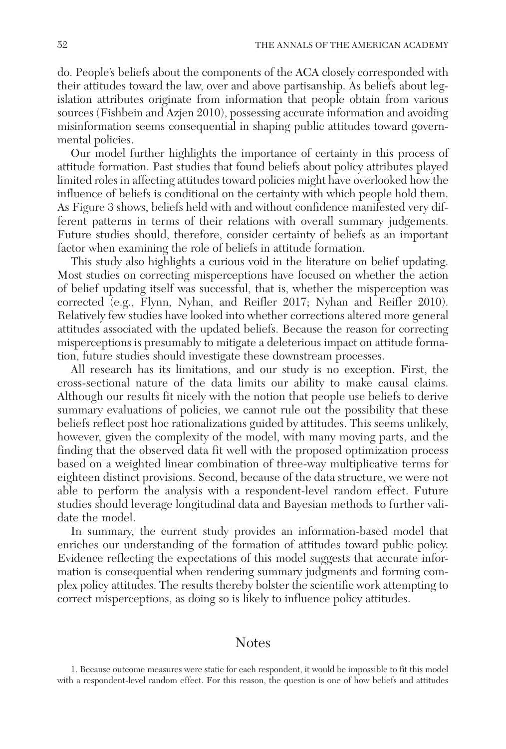do. People's beliefs about the components of the ACA closely corresponded with their attitudes toward the law, over and above partisanship. As beliefs about legislation attributes originate from information that people obtain from various sources (Fishbein and Azjen 2010), possessing accurate information and avoiding misinformation seems consequential in shaping public attitudes toward governmental policies.

Our model further highlights the importance of certainty in this process of attitude formation. Past studies that found beliefs about policy attributes played limited roles in affecting attitudes toward policies might have overlooked how the influence of beliefs is conditional on the certainty with which people hold them. As Figure 3 shows, beliefs held with and without confidence manifested very different patterns in terms of their relations with overall summary judgements. Future studies should, therefore, consider certainty of beliefs as an important factor when examining the role of beliefs in attitude formation.

This study also highlights a curious void in the literature on belief updating. Most studies on correcting misperceptions have focused on whether the action of belief updating itself was successful, that is, whether the misperception was corrected (e.g., Flynn, Nyhan, and Reifler 2017; Nyhan and Reifler 2010). Relatively few studies have looked into whether corrections altered more general attitudes associated with the updated beliefs. Because the reason for correcting misperceptions is presumably to mitigate a deleterious impact on attitude formation, future studies should investigate these downstream processes.

All research has its limitations, and our study is no exception. First, the cross-sectional nature of the data limits our ability to make causal claims. Although our results fit nicely with the notion that people use beliefs to derive summary evaluations of policies, we cannot rule out the possibility that these beliefs reflect post hoc rationalizations guided by attitudes. This seems unlikely, however, given the complexity of the model, with many moving parts, and the finding that the observed data fit well with the proposed optimization process based on a weighted linear combination of three-way multiplicative terms for eighteen distinct provisions. Second, because of the data structure, we were not able to perform the analysis with a respondent-level random effect. Future studies should leverage longitudinal data and Bayesian methods to further validate the model.

In summary, the current study provides an information-based model that enriches our understanding of the formation of attitudes toward public policy. Evidence reflecting the expectations of this model suggests that accurate information is consequential when rendering summary judgments and forming complex policy attitudes. The results thereby bolster the scientific work attempting to correct misperceptions, as doing so is likely to influence policy attitudes.

## Notes

1. Because outcome measures were static for each respondent, it would be impossible to fit this model with a respondent-level random effect. For this reason, the question is one of how beliefs and attitudes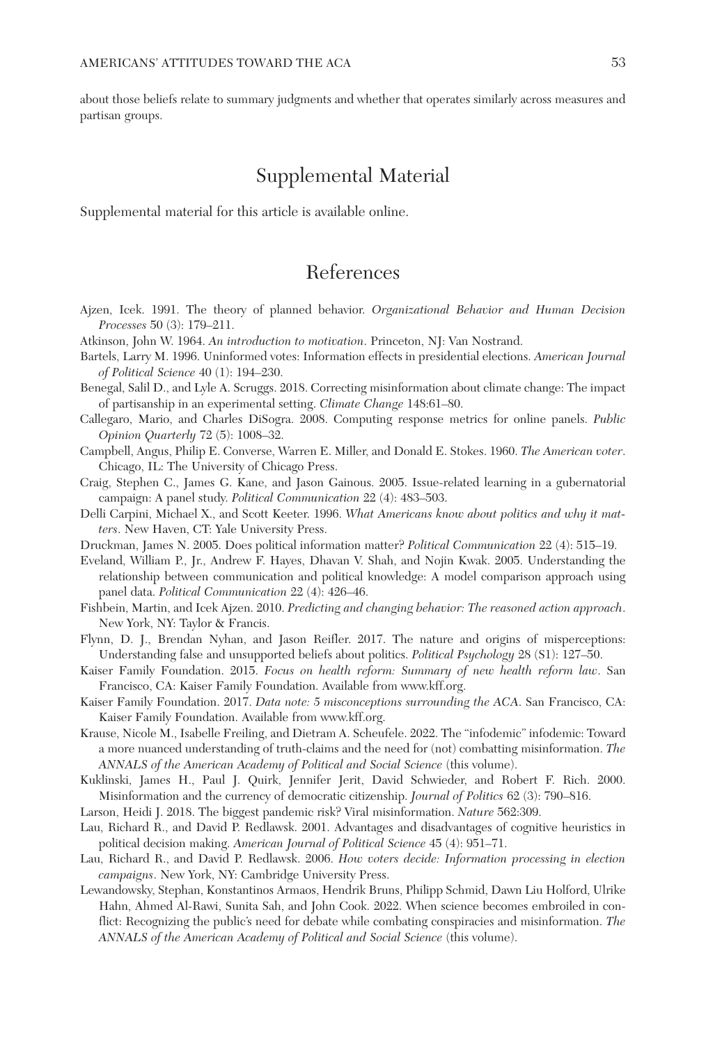about those beliefs relate to summary judgments and whether that operates similarly across measures and partisan groups.

## Supplemental Material

Supplemental material for this article is available online.

## References

Ajzen, Icek. 1991. The theory of planned behavior. *Organizational Behavior and Human Decision Processes* 50 (3): 179–211.

Atkinson, John W. 1964. *An introduction to motivation*. Princeton, NJ: Van Nostrand.

Bartels, Larry M. 1996. Uninformed votes: Information effects in presidential elections. *American Journal of Political Science* 40 (1): 194–230.

Benegal, Salil D., and Lyle A. Scruggs. 2018. Correcting misinformation about climate change: The impact of partisanship in an experimental setting. *Climate Change* 148:61–80.

Callegaro, Mario, and Charles DiSogra. 2008. Computing response metrics for online panels. *Public Opinion Quarterly* 72 (5): 1008–32.

Campbell, Angus, Philip E. Converse, Warren E. Miller, and Donald E. Stokes. 1960. *The American voter*. Chicago, IL: The University of Chicago Press.

Craig, Stephen C., James G. Kane, and Jason Gainous. 2005. Issue-related learning in a gubernatorial campaign: A panel study. *Political Communication* 22 (4): 483–503.

Delli Carpini, Michael X., and Scott Keeter. 1996. *What Americans know about politics and why it matters*. New Haven, CT: Yale University Press.

Druckman, James N. 2005. Does political information matter? *Political Communication* 22 (4): 515–19.

Eveland, William P., Jr., Andrew F. Hayes, Dhavan V. Shah, and Nojin Kwak. 2005. Understanding the relationship between communication and political knowledge: A model comparison approach using panel data. *Political Communication* 22 (4): 426–46.

Fishbein, Martin, and Icek Ajzen. 2010. *Predicting and changing behavior: The reasoned action approach*. New York, NY: Taylor & Francis.

Flynn, D. J., Brendan Nyhan, and Jason Reifler. 2017. The nature and origins of misperceptions: Understanding false and unsupported beliefs about politics. *Political Psychology* 28 (S1): 127–50.

Kaiser Family Foundation. 2015. *Focus on health reform: Summary of new health reform law*. San Francisco, CA: Kaiser Family Foundation. Available from www.kff.org.

Kaiser Family Foundation. 2017. *Data note: 5 misconceptions surrounding the ACA*. San Francisco, CA: Kaiser Family Foundation. Available from www.kff.org.

Krause, Nicole M., Isabelle Freiling, and Dietram A. Scheufele. 2022. The "infodemic" infodemic: Toward a more nuanced understanding of truth-claims and the need for (not) combatting misinformation. *The ANNALS of the American Academy of Political and Social Science* (this volume).

Kuklinski, James H., Paul J. Quirk, Jennifer Jerit, David Schwieder, and Robert F. Rich. 2000. Misinformation and the currency of democratic citizenship. *Journal of Politics* 62 (3): 790–816.

Larson, Heidi J. 2018. The biggest pandemic risk? Viral misinformation. *Nature* 562:309.

Lau, Richard R., and David P. Redlawsk. 2001. Advantages and disadvantages of cognitive heuristics in political decision making. *American Journal of Political Science* 45 (4): 951–71.

Lau, Richard R., and David P. Redlawsk. 2006. *How voters decide: Information processing in election campaigns*. New York, NY: Cambridge University Press.

Lewandowsky, Stephan, Konstantinos Armaos, Hendrik Bruns, Philipp Schmid, Dawn Liu Holford, Ulrike Hahn, Ahmed Al-Rawi, Sunita Sah, and John Cook. 2022. When science becomes embroiled in conflict: Recognizing the public's need for debate while combating conspiracies and misinformation. *The ANNALS of the American Academy of Political and Social Science* (this volume).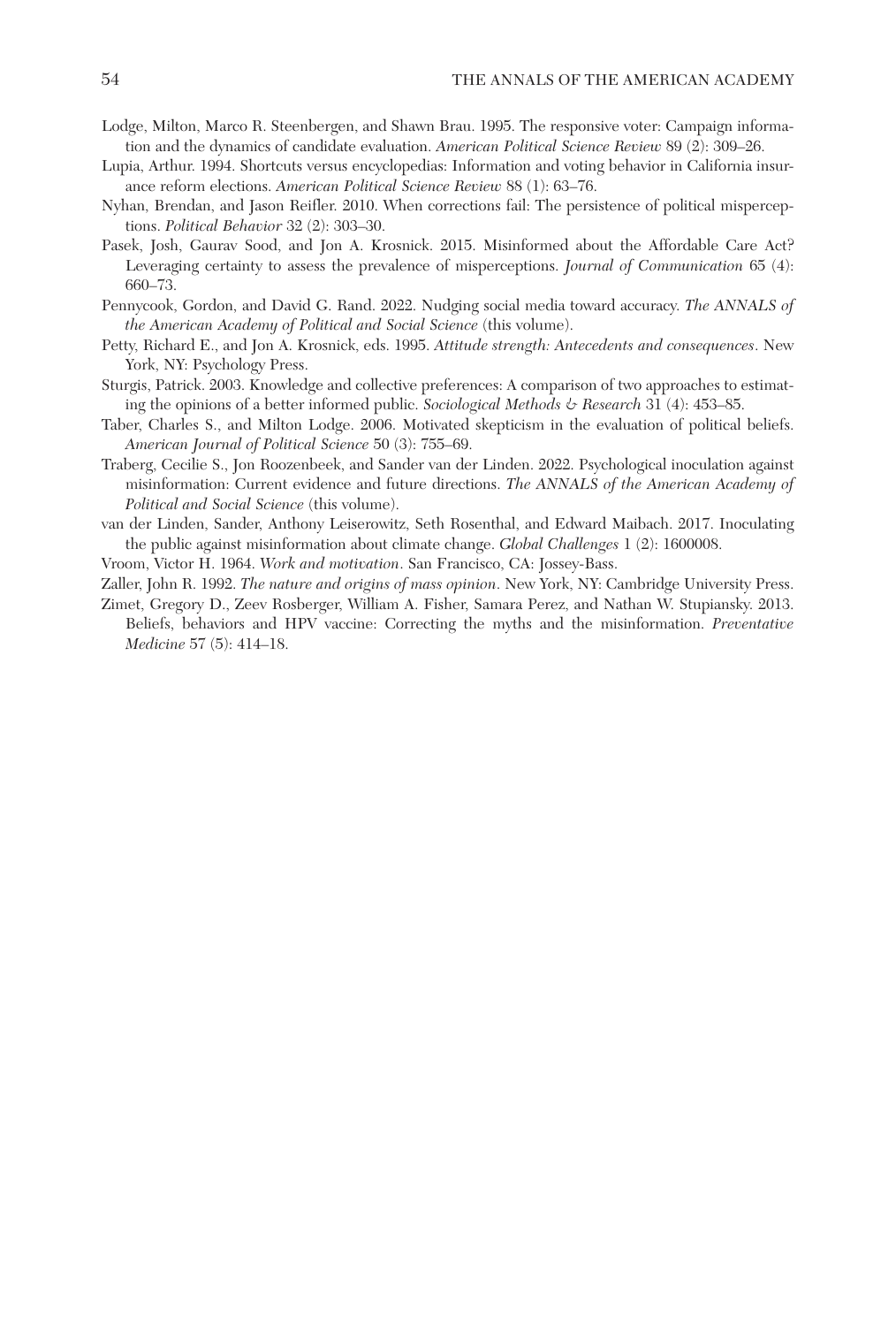Lodge, Milton, Marco R. Steenbergen, and Shawn Brau. 1995. The responsive voter: Campaign information and the dynamics of candidate evaluation. *American Political Science Review* 89 (2): 309–26.

Lupia, Arthur. 1994. Shortcuts versus encyclopedias: Information and voting behavior in California insurance reform elections. *American Political Science Review* 88 (1): 63–76.

Nyhan, Brendan, and Jason Reifler. 2010. When corrections fail: The persistence of political misperceptions. *Political Behavior* 32 (2): 303–30.

Pasek, Josh, Gaurav Sood, and Jon A. Krosnick. 2015. Misinformed about the Affordable Care Act? Leveraging certainty to assess the prevalence of misperceptions. *Journal of Communication* 65 (4): 660–73.

Pennycook, Gordon, and David G. Rand. 2022. Nudging social media toward accuracy. *The ANNALS of the American Academy of Political and Social Science* (this volume).

Petty, Richard E., and Jon A. Krosnick, eds. 1995. *Attitude strength: Antecedents and consequences*. New York, NY: Psychology Press.

Sturgis, Patrick. 2003. Knowledge and collective preferences: A comparison of two approaches to estimating the opinions of a better informed public. *Sociological Methods & Research* 31 (4): 453–85.

Taber, Charles S., and Milton Lodge. 2006. Motivated skepticism in the evaluation of political beliefs. *American Journal of Political Science* 50 (3): 755–69.

Traberg, Cecilie S., Jon Roozenbeek, and Sander van der Linden. 2022. Psychological inoculation against misinformation: Current evidence and future directions. *The ANNALS of the American Academy of Political and Social Science* (this volume).

van der Linden, Sander, Anthony Leiserowitz, Seth Rosenthal, and Edward Maibach. 2017. Inoculating the public against misinformation about climate change. *Global Challenges* 1 (2): 1600008.

Vroom, Victor H. 1964. *Work and motivation*. San Francisco, CA: Jossey-Bass.

Zaller, John R. 1992. *The nature and origins of mass opinion*. New York, NY: Cambridge University Press.

Zimet, Gregory D., Zeev Rosberger, William A. Fisher, Samara Perez, and Nathan W. Stupiansky. 2013. Beliefs, behaviors and HPV vaccine: Correcting the myths and the misinformation. *Preventative Medicine* 57 (5): 414–18.